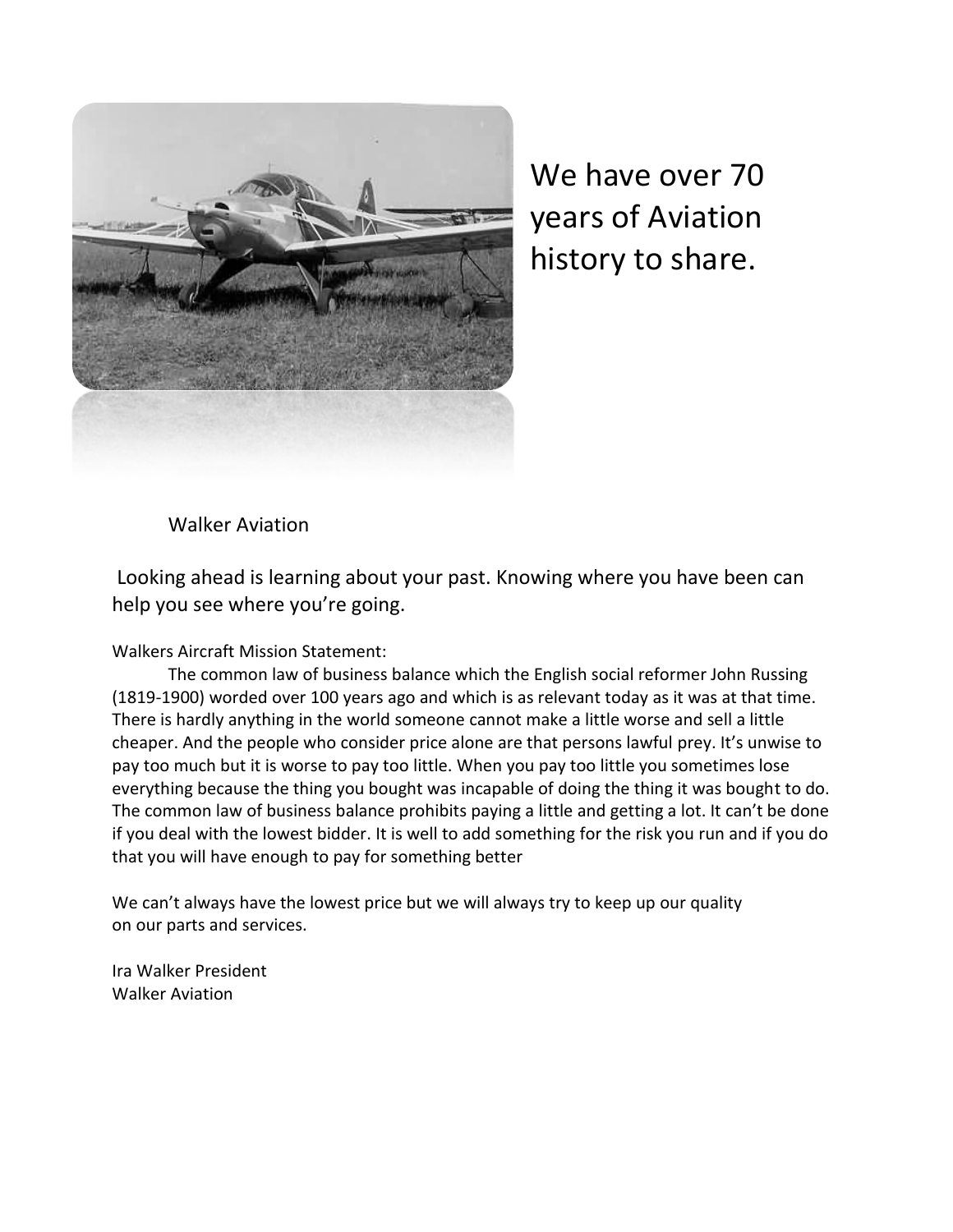We have over 70 years of Aviation history to share.

Walker Aviation

Looking ahead is learning about your past. Knowing where you have been can help you see where you're going.

Walkers Aircraft Mission Statement:

The common law of business balance which the English social reformer John Russing (1819-1900) worded over 100 years ago and which is as relevant today as it was at that time. There is hardly anything in the world someone cannot make a little worse and sell a little cheaper. And the people who consider price alone are that persons lawful prey. It's unwise to pay too much but it is worse to pay too little. When you pay too little you sometimes lose everything because the thing you bought was incapable of doing the thing it was bought to do. The common law of business balance prohibits paying a little and getting a lot. It can't be done if you deal with the lowest bidder. It is well to add something for the risk you run and if you do that you will have enough to pay for something better

We can't always have the lowest price but we will always try to keep up our quality on our parts and services.

Ira Walker President
Walker Aviation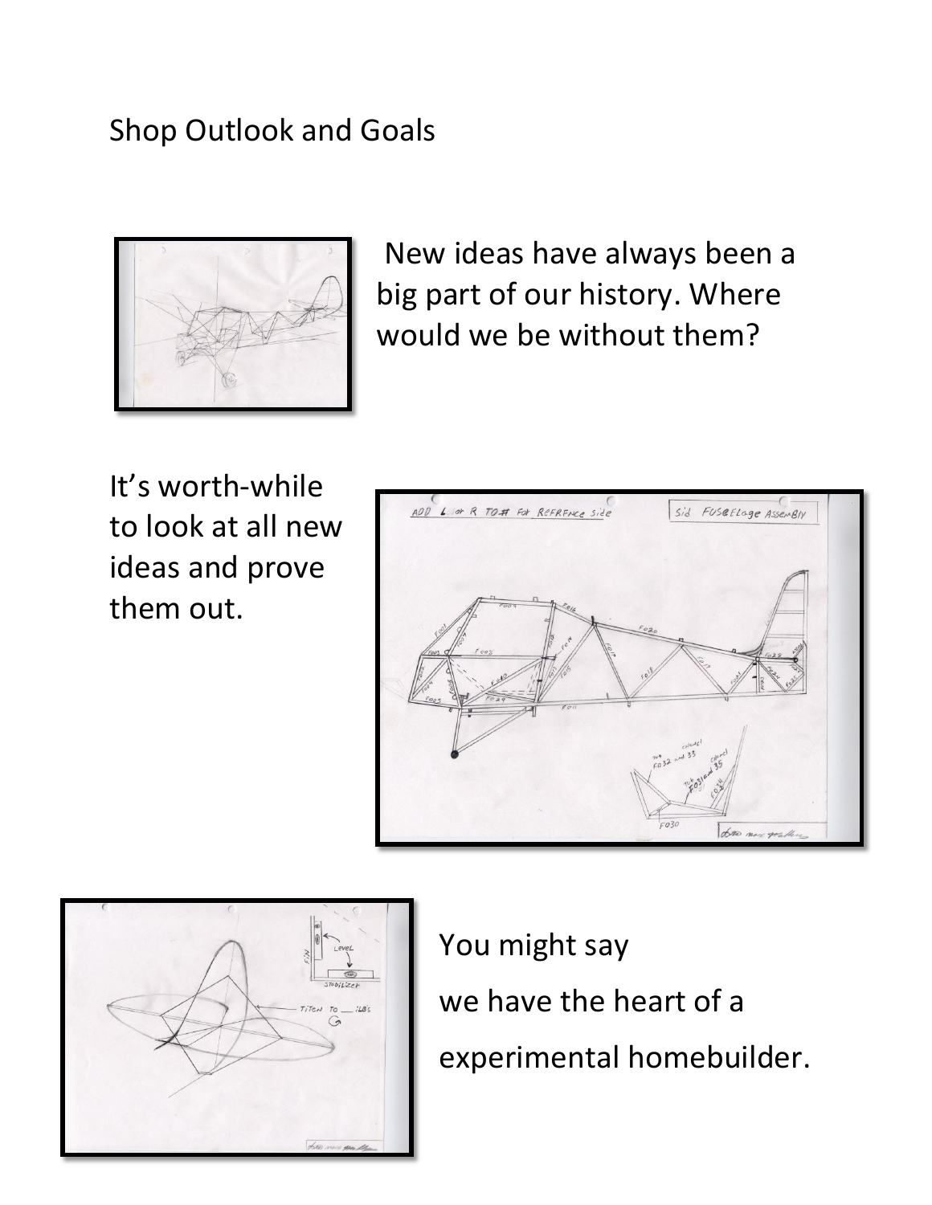# Shop Outlook and Goals

New ideas have always been a big part of our history. Where would we be without them?

It's worth-while to look at all new ideas and prove them out.

You might say

we have the heart of a

experimental homebuilder.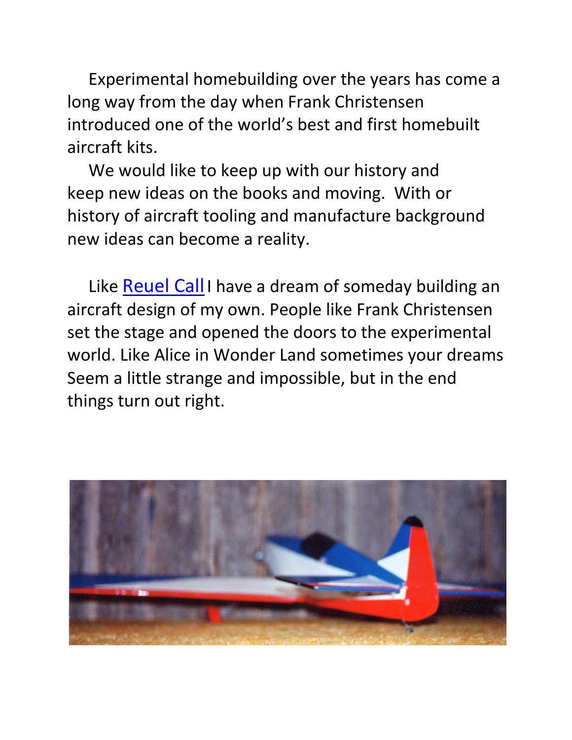Experimental homebuilding over the years has come a long way from the day when Frank Christensen introduced one of the world's best and first homebuilt aircraft kits.

We would like to keep up with our history and keep new ideas on the books and moving. With or history of aircraft tooling and manufacture background new ideas can become a reality.

Like [Reuel Call] I have a dream of someday building an aircraft design of my own. People like Frank Christensen set the stage and opened the doors to the experimental world. Like Alice in Wonder Land sometimes your dreams Seem a little strange and impossible, but in the end things turn out right.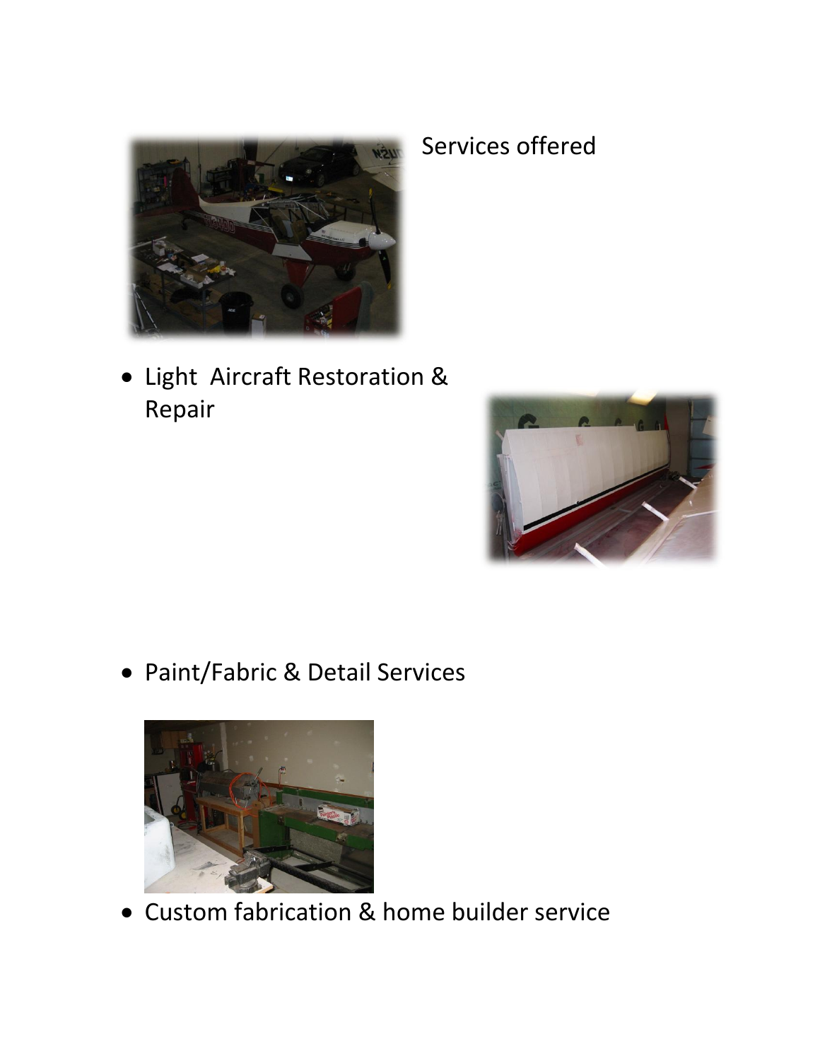Services offered

- Light Aircraft Restoration & Repair

- Paint/Fabric & Detail Services

- Custom fabrication & home builder service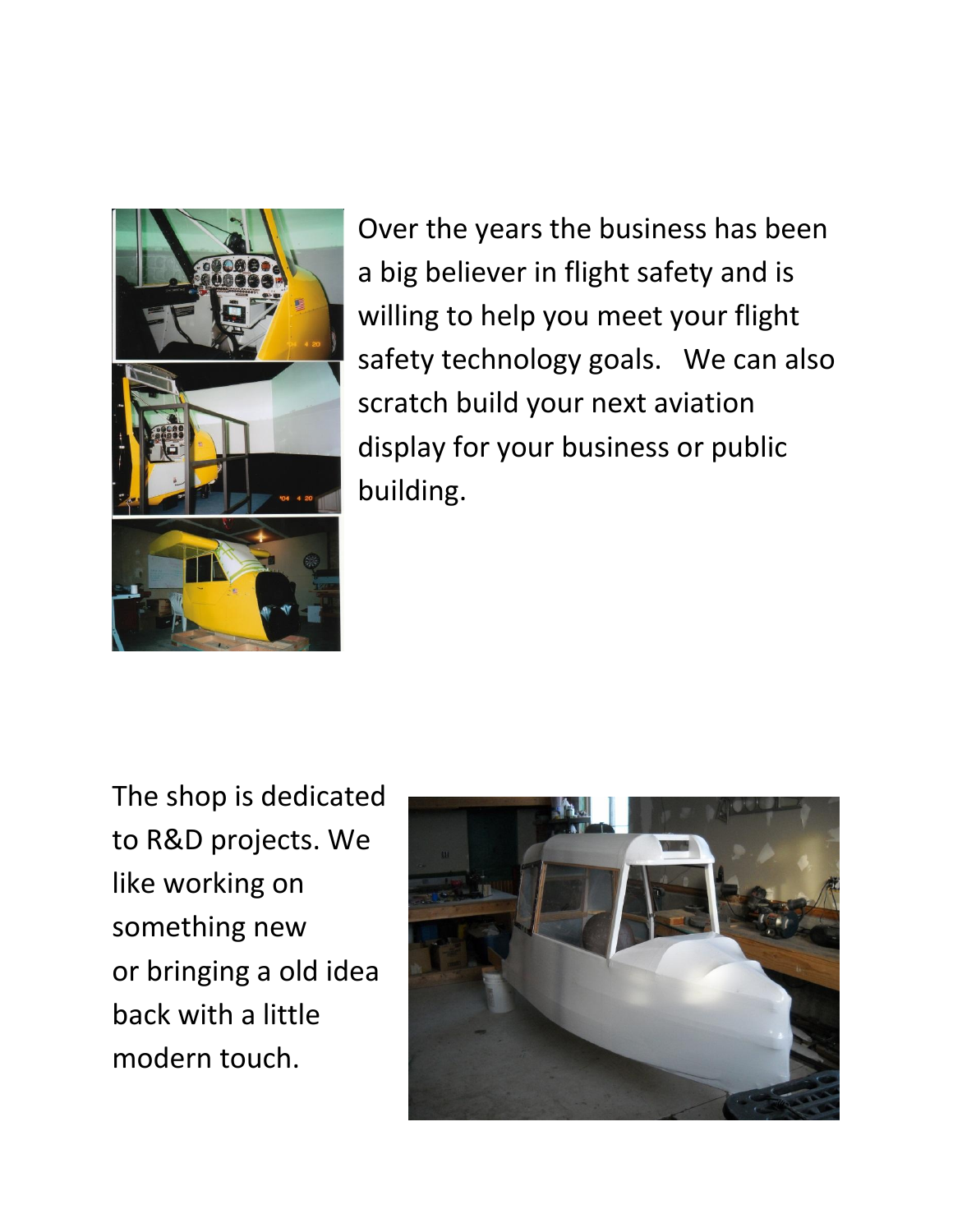Over the years the business has been a big believer in flight safety and is willing to help you meet your flight safety technology goals. We can also scratch build your next aviation display for your business or public building.

The shop is dedicated to R&D projects. We like working on something new or bringing a old idea back with a little modern touch.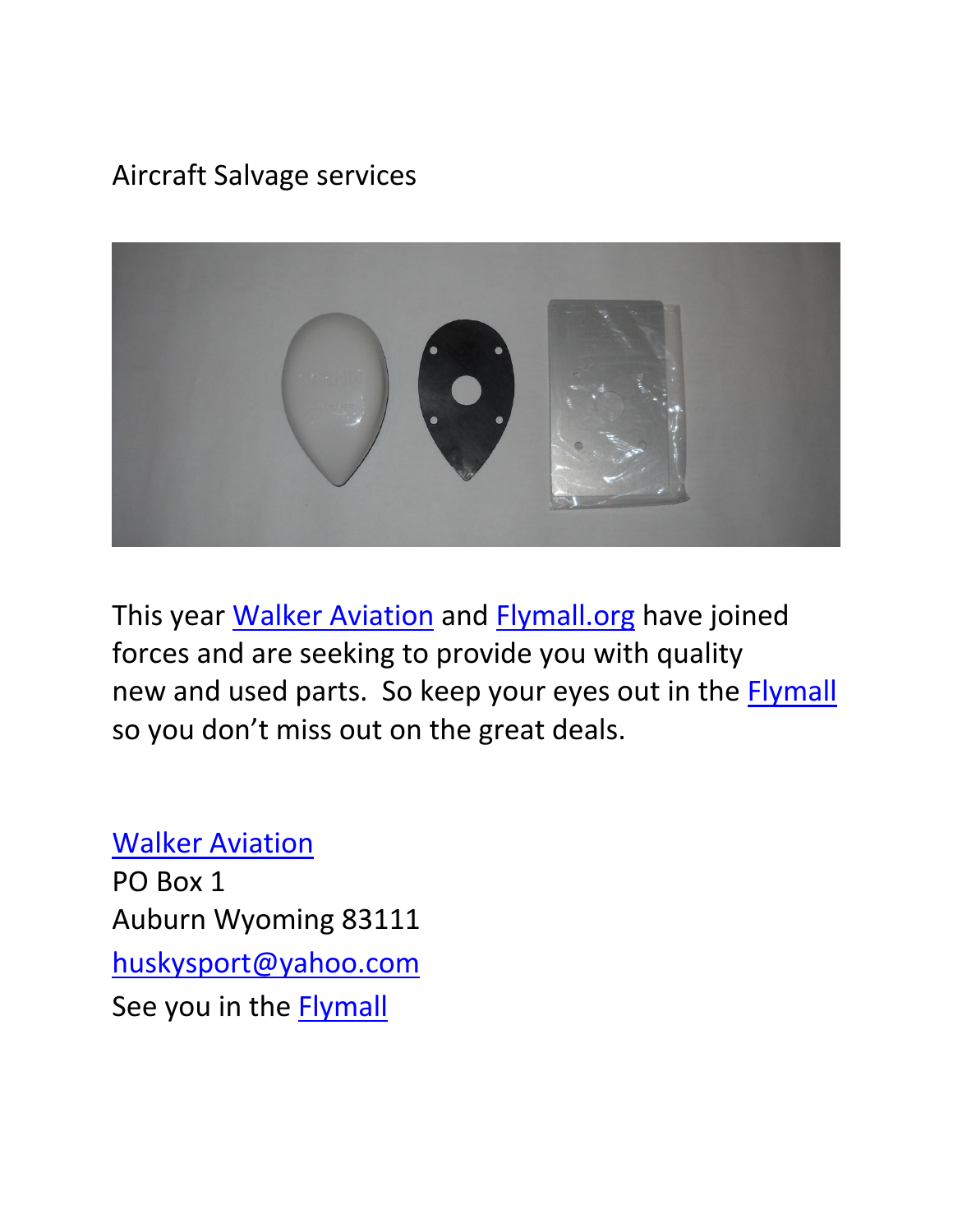Aircraft Salvage services

This year Walker Aviation and Flymall.org have joined forces and are seeking to provide you with quality new and used parts. So keep your eyes out in the Flymall so you don't miss out on the great deals.

Walker Aviation
PO Box 1
Auburn Wyoming 83111
huskysport@yahoo.com
See you in the Flymall